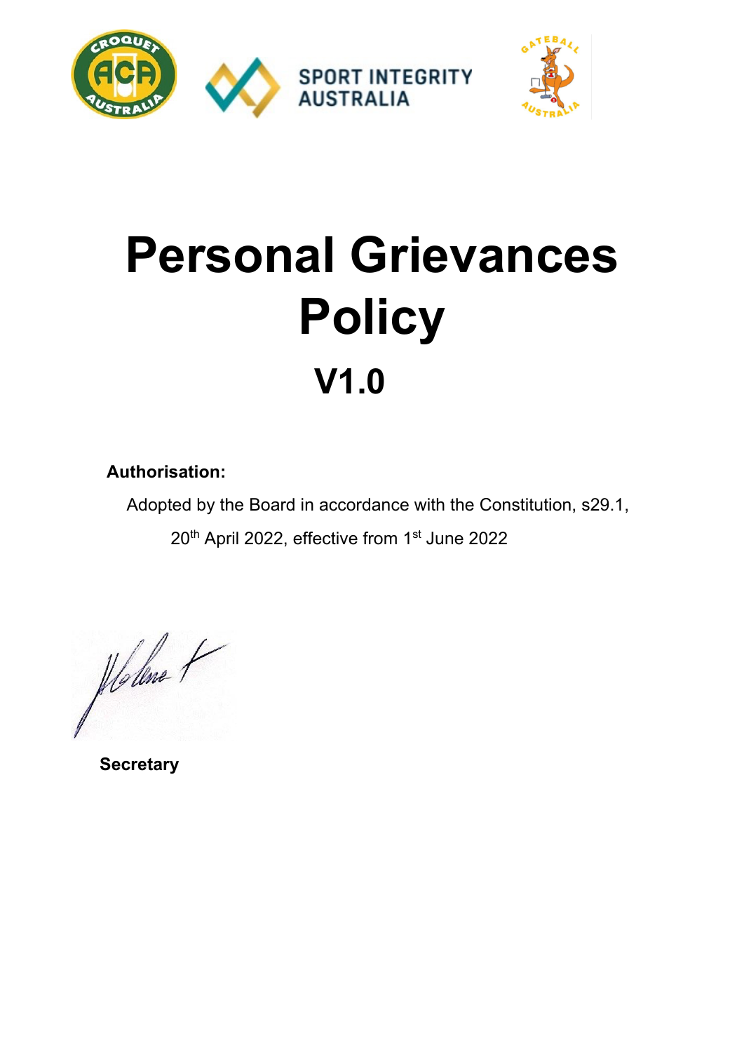SPORT INTEGRITY AUSTRALIA

# Personal Grievances Policy

## V1.0

**Authorisation:**

Adopted by the Board in accordance with the Constitution, s29.1,

20th April 2022, effective from 1st June 2022

**Secretary**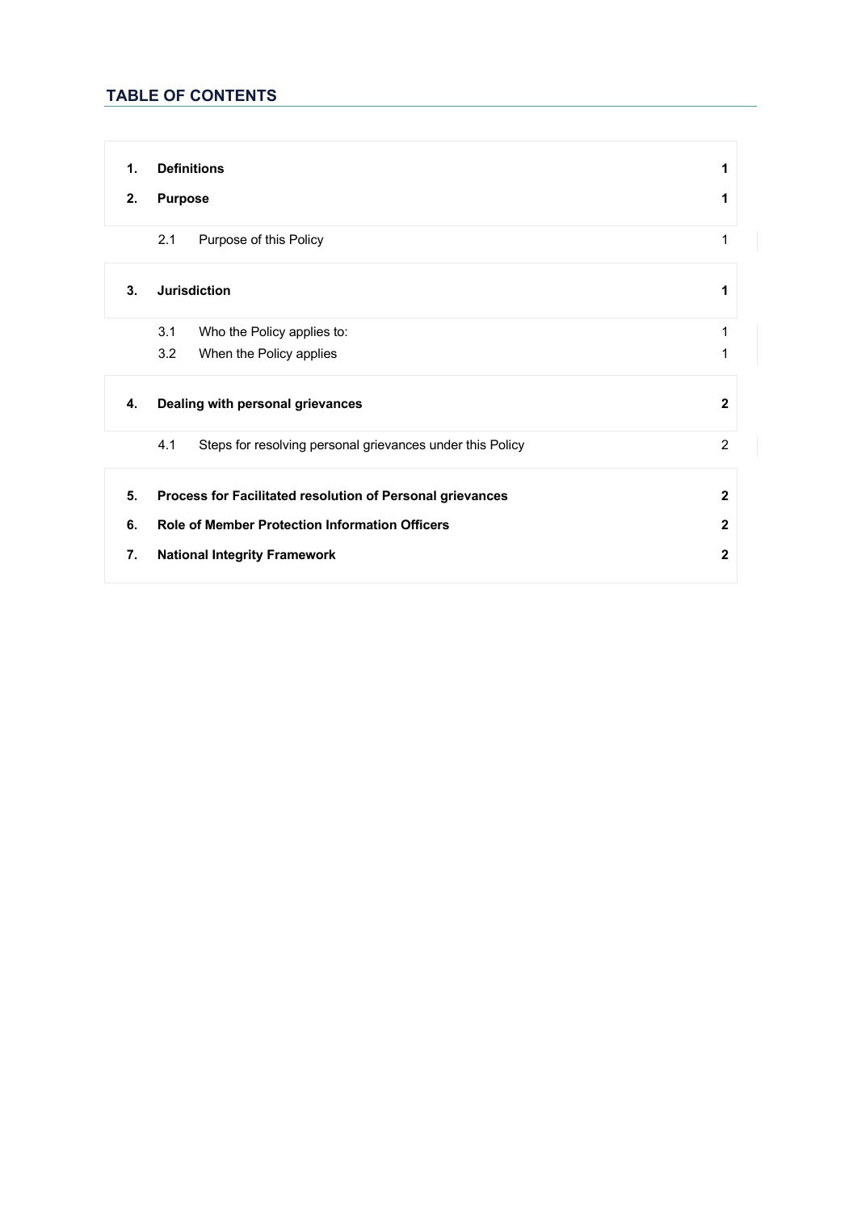## TABLE OF CONTENTS

| | | | |
|---|---|---|---|
| **1.** | **Definitions** | | **1** |
| **2.** | **Purpose** | | **1** |
| | 2.1 | Purpose of this Policy | 1 |
| **3.** | **Jurisdiction** | | **1** |
| | 3.1 | Who the Policy applies to: | 1 |
| | 3.2 | When the Policy applies | 1 |
| **4.** | **Dealing with personal grievances** | | **2** |
| | 4.1 | Steps for resolving personal grievances under this Policy | 2 |
| **5.** | **Process for Facilitated resolution of Personal grievances** | | **2** |
| **6.** | **Role of Member Protection Information Officers** | | **2** |
| **7.** | **National Integrity Framework** | | **2** |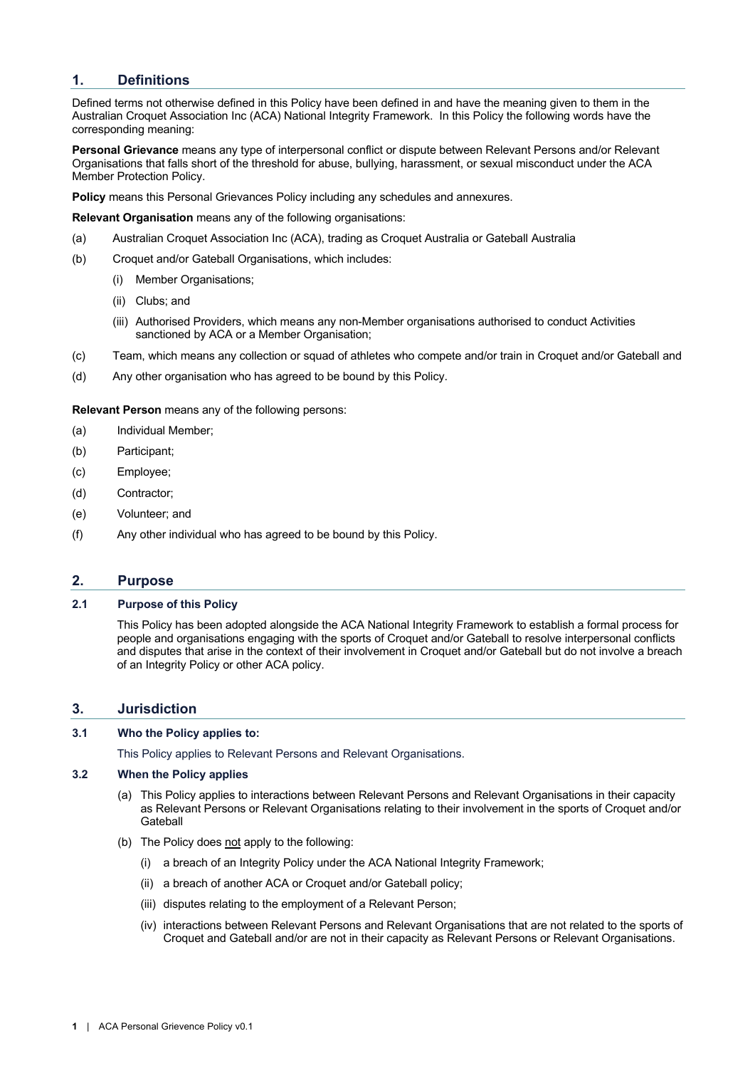## 1. Definitions

Defined terms not otherwise defined in this Policy have been defined in and have the meaning given to them in the Australian Croquet Association Inc (ACA) National Integrity Framework. In this Policy the following words have the corresponding meaning:

**Personal Grievance** means any type of interpersonal conflict or dispute between Relevant Persons and/or Relevant Organisations that falls short of the threshold for abuse, bullying, harassment, or sexual misconduct under the ACA Member Protection Policy.

**Policy** means this Personal Grievances Policy including any schedules and annexures.

**Relevant Organisation** means any of the following organisations:

(a) Australian Croquet Association Inc (ACA), trading as Croquet Australia or Gateball Australia

(b) Croquet and/or Gateball Organisations, which includes:

- (i) Member Organisations;
- (ii) Clubs; and
- (iii) Authorised Providers, which means any non-Member organisations authorised to conduct Activities sanctioned by ACA or a Member Organisation;

(c) Team, which means any collection or squad of athletes who compete and/or train in Croquet and/or Gateball and

(d) Any other organisation who has agreed to be bound by this Policy.

**Relevant Person** means any of the following persons:

(a) Individual Member;

(b) Participant;

(c) Employee;

(d) Contractor;

(e) Volunteer; and

(f) Any other individual who has agreed to be bound by this Policy.

## 2. Purpose

### 2.1 Purpose of this Policy

This Policy has been adopted alongside the ACA National Integrity Framework to establish a formal process for people and organisations engaging with the sports of Croquet and/or Gateball to resolve interpersonal conflicts and disputes that arise in the context of their involvement in Croquet and/or Gateball but do not involve a breach of an Integrity Policy or other ACA policy.

## 3. Jurisdiction

### 3.1 Who the Policy applies to:

This Policy applies to Relevant Persons and Relevant Organisations.

### 3.2 When the Policy applies

(a) This Policy applies to interactions between Relevant Persons and Relevant Organisations in their capacity as Relevant Persons or Relevant Organisations relating to their involvement in the sports of Croquet and/or Gateball

(b) The Policy does not apply to the following:

- (i) a breach of an Integrity Policy under the ACA National Integrity Framework;
- (ii) a breach of another ACA or Croquet and/or Gateball policy;
- (iii) disputes relating to the employment of a Relevant Person;
- (iv) interactions between Relevant Persons and Relevant Organisations that are not related to the sports of Croquet and Gateball and/or are not in their capacity as Relevant Persons or Relevant Organisations.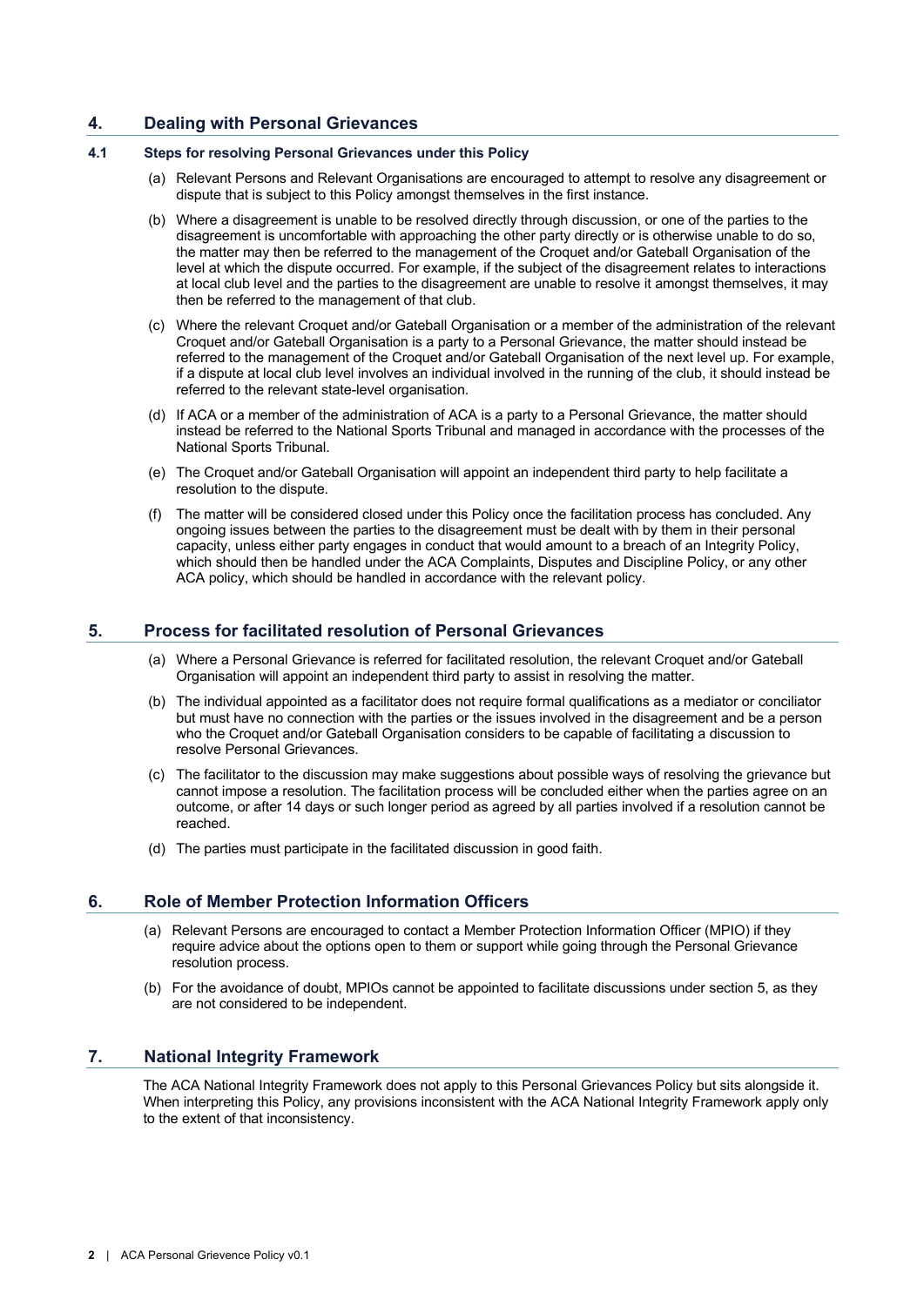## 4. Dealing with Personal Grievances

### 4.1 Steps for resolving Personal Grievances under this Policy

(a) Relevant Persons and Relevant Organisations are encouraged to attempt to resolve any disagreement or dispute that is subject to this Policy amongst themselves in the first instance.

(b) Where a disagreement is unable to be resolved directly through discussion, or one of the parties to the disagreement is uncomfortable with approaching the other party directly or is otherwise unable to do so, the matter may then be referred to the management of the Croquet and/or Gateball Organisation of the level at which the dispute occurred. For example, if the subject of the disagreement relates to interactions at local club level and the parties to the disagreement are unable to resolve it amongst themselves, it may then be referred to the management of that club.

(c) Where the relevant Croquet and/or Gateball Organisation or a member of the administration of the relevant Croquet and/or Gateball Organisation is a party to a Personal Grievance, the matter should instead be referred to the management of the Croquet and/or Gateball Organisation of the next level up. For example, if a dispute at local club level involves an individual involved in the running of the club, it should instead be referred to the relevant state-level organisation.

(d) If ACA or a member of the administration of ACA is a party to a Personal Grievance, the matter should instead be referred to the National Sports Tribunal and managed in accordance with the processes of the National Sports Tribunal.

(e) The Croquet and/or Gateball Organisation will appoint an independent third party to help facilitate a resolution to the dispute.

(f) The matter will be considered closed under this Policy once the facilitation process has concluded. Any ongoing issues between the parties to the disagreement must be dealt with by them in their personal capacity, unless either party engages in conduct that would amount to a breach of an Integrity Policy, which should then be handled under the ACA Complaints, Disputes and Discipline Policy, or any other ACA policy, which should be handled in accordance with the relevant policy.

## 5. Process for facilitated resolution of Personal Grievances

(a) Where a Personal Grievance is referred for facilitated resolution, the relevant Croquet and/or Gateball Organisation will appoint an independent third party to assist in resolving the matter.

(b) The individual appointed as a facilitator does not require formal qualifications as a mediator or conciliator but must have no connection with the parties or the issues involved in the disagreement and be a person who the Croquet and/or Gateball Organisation considers to be capable of facilitating a discussion to resolve Personal Grievances.

(c) The facilitator to the discussion may make suggestions about possible ways of resolving the grievance but cannot impose a resolution. The facilitation process will be concluded either when the parties agree on an outcome, or after 14 days or such longer period as agreed by all parties involved if a resolution cannot be reached.

(d) The parties must participate in the facilitated discussion in good faith.

## 6. Role of Member Protection Information Officers

(a) Relevant Persons are encouraged to contact a Member Protection Information Officer (MPIO) if they require advice about the options open to them or support while going through the Personal Grievance resolution process.

(b) For the avoidance of doubt, MPIOs cannot be appointed to facilitate discussions under section 5, as they are not considered to be independent.

## 7. National Integrity Framework

The ACA National Integrity Framework does not apply to this Personal Grievances Policy but sits alongside it. When interpreting this Policy, any provisions inconsistent with the ACA National Integrity Framework apply only to the extent of that inconsistency.